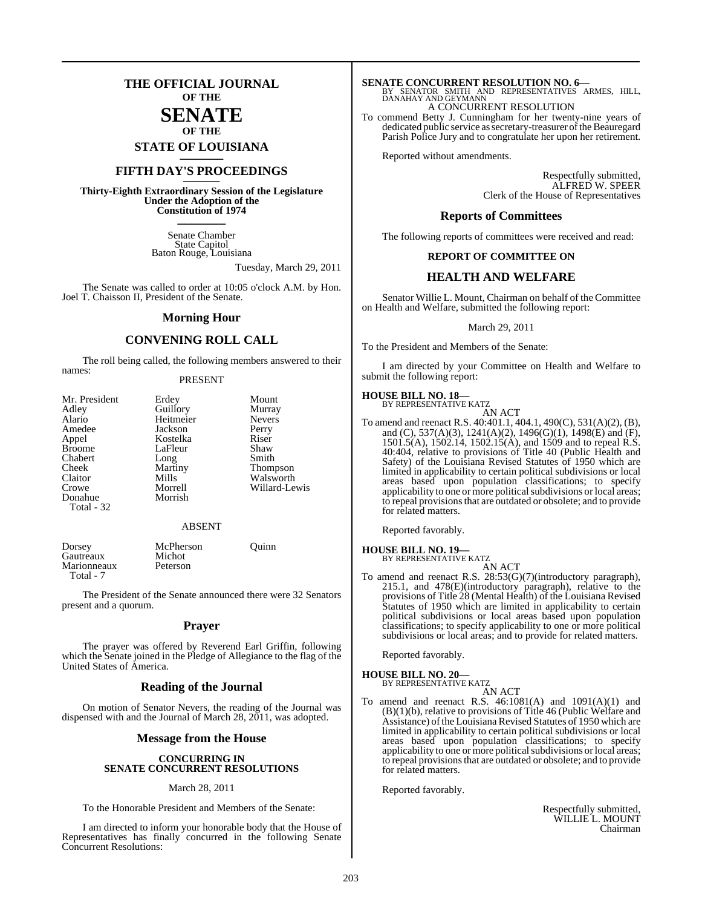# THE OFFICIAL JOURNAL OF THE SENATE OF THE STATE OF LOUISIANA

## FIFTH DAY'S PROCEEDINGS

**Thirty-Eighth Extraordinary Session of the Legislature Under the Adoption of the Constitution of 1974**

Senate Chamber
State Capitol
Baton Rouge, Louisiana

Tuesday, March 29, 2011

The Senate was called to order at 10:05 o'clock A.M. by Hon. Joel T. Chaisson II, President of the Senate.

## Morning Hour

## CONVENING ROLL CALL

The roll being called, the following members answered to their names:

PRESENT

| | | |
|---|---|---|
| Mr. President | Erdey | Mount |
| Adley | Guillory | Murray |
| Alario | Heitmeier | Nevers |
| Amedee | Jackson | Perry |
| Appel | Kostelka | Riser |
| Broome | LaFleur | Shaw |
| Chabert | Long | Smith |
| Cheek | Martiny | Thompson |
| Claitor | Mills | Walsworth |
| Crowe | Morrell | Willard-Lewis |
| Donahue | Morrish | |

Total - 32

ABSENT

| | | |
|---|---|---|
| Dorsey | McPherson | Quinn |
| Gautreaux | Michot | |
| Marionneaux | Peterson | |

Total - 7

The President of the Senate announced there were 32 Senators present and a quorum.

## Prayer

The prayer was offered by Reverend Earl Griffin, following which the Senate joined in the Pledge of Allegiance to the flag of the United States of America.

## Reading of the Journal

On motion of Senator Nevers, the reading of the Journal was dispensed with and the Journal of March 28, 2011, was adopted.

## Message from the House

**CONCURRING IN SENATE CONCURRENT RESOLUTIONS**

March 28, 2011

To the Honorable President and Members of the Senate:

I am directed to inform your honorable body that the House of Representatives has finally concurred in the following Senate Concurrent Resolutions:

**SENATE CONCURRENT RESOLUTION NO. 6—**
BY SENATOR SMITH AND REPRESENTATIVES ARMES, HILL, DANAHAY AND GEYMANN

A CONCURRENT RESOLUTION

To commend Betty J. Cunningham for her twenty-nine years of dedicated public service as secretary-treasurer of the Beauregard Parish Police Jury and to congratulate her upon her retirement.

Reported without amendments.

Respectfully submitted,
ALFRED W. SPEER
Clerk of the House of Representatives

## Reports of Committees

The following reports of committees were received and read:

**REPORT OF COMMITTEE ON**

## HEALTH AND WELFARE

Senator Willie L. Mount, Chairman on behalf of the Committee on Health and Welfare, submitted the following report:

March 29, 2011

To the President and Members of the Senate:

I am directed by your Committee on Health and Welfare to submit the following report:

**HOUSE BILL NO. 18—**
BY REPRESENTATIVE KATZ

AN ACT

To amend and reenact R.S. 40:401.1, 404.1, 490(C), 531(A)(2), (B), and (C), 537(A)(3), 1241(A)(2), 1496(G)(1), 1498(E) and (F), 1501.5(A), 1502.14, 1502.15(A), and 1509 and to repeal R.S. 40:404, relative to provisions of Title 40 (Public Health and Safety) of the Louisiana Revised Statutes of 1950 which are limited in applicability to certain political subdivisions or local areas based upon population classifications; to specify applicability to one or more political subdivisions or local areas; to repeal provisions that are outdated or obsolete; and to provide for related matters.

Reported favorably.

**HOUSE BILL NO. 19—**
BY REPRESENTATIVE KATZ

AN ACT

To amend and reenact R.S. 28:53(G)(7)(introductory paragraph), 215.1, and 478(E)(introductory paragraph), relative to the provisions of Title 28 (Mental Health) of the Louisiana Revised Statutes of 1950 which are limited in applicability to certain political subdivisions or local areas based upon population classifications; to specify applicability to one or more political subdivisions or local areas; and to provide for related matters.

Reported favorably.

**HOUSE BILL NO. 20—**
BY REPRESENTATIVE KATZ

AN ACT

To amend and reenact R.S. 46:1081(A) and 1091(A)(1) and (B)(1)(b), relative to provisions of Title 46 (Public Welfare and Assistance) of the Louisiana Revised Statutes of 1950 which are limited in applicability to certain political subdivisions or local areas based upon population classifications; to specify applicability to one or more political subdivisions or local areas; to repeal provisions that are outdated or obsolete; and to provide for related matters.

Reported favorably.

Respectfully submitted,
WILLIE L. MOUNT
Chairman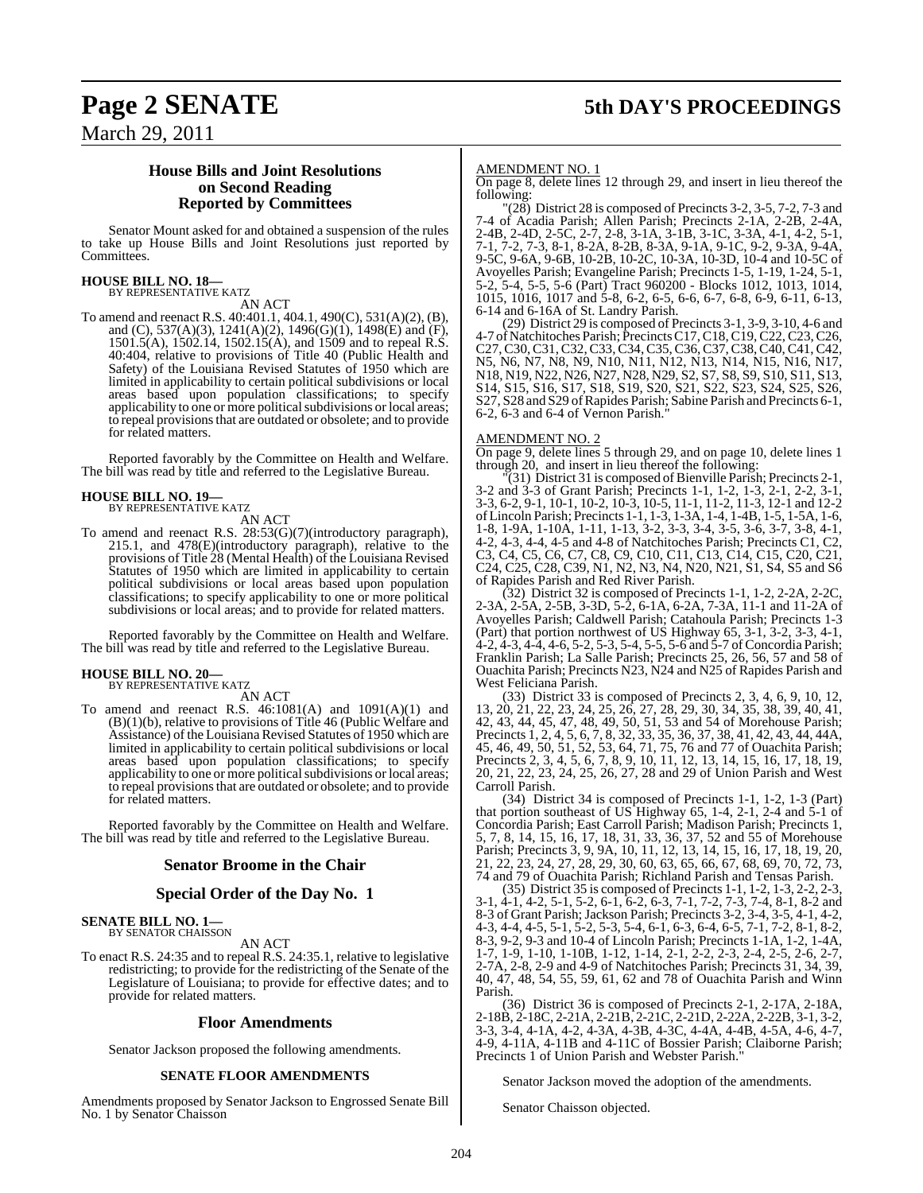## House Bills and Joint Resolutions on Second Reading Reported by Committees

Senator Mount asked for and obtained a suspension of the rules to take up House Bills and Joint Resolutions just reported by Committees.

**HOUSE BILL NO. 18—**
BY REPRESENTATIVE KATZ

AN ACT

To amend and reenact R.S. 40:401.1, 404.1, 490(C), 531(A)(2), (B), and (C), 537(A)(3), 1241(A)(2), 1496(G)(1), 1498(E) and (F), 1501.5(A), 1502.14, 1502.15(A), and 1509 and to repeal R.S. 40:404, relative to provisions of Title 40 (Public Health and Safety) of the Louisiana Revised Statutes of 1950 which are limited in applicability to certain political subdivisions or local areas based upon population classifications; to specify applicability to one or more political subdivisions or local areas; to repeal provisions that are outdated or obsolete; and to provide for related matters.

Reported favorably by the Committee on Health and Welfare. The bill was read by title and referred to the Legislative Bureau.

**HOUSE BILL NO. 19—**
BY REPRESENTATIVE KATZ

AN ACT

To amend and reenact R.S. 28:53(G)(7)(introductory paragraph), 215.1, and 478(E)(introductory paragraph), relative to the provisions of Title 28 (Mental Health) of the Louisiana Revised Statutes of 1950 which are limited in applicability to certain political subdivisions or local areas based upon population classifications; to specify applicability to one or more political subdivisions or local areas; and to provide for related matters.

Reported favorably by the Committee on Health and Welfare. The bill was read by title and referred to the Legislative Bureau.

**HOUSE BILL NO. 20—**
BY REPRESENTATIVE KATZ

AN ACT

To amend and reenact R.S. 46:1081(A) and 1091(A)(1) and (B)(1)(b), relative to provisions of Title 46 (Public Welfare and Assistance) of the Louisiana Revised Statutes of 1950 which are limited in applicability to certain political subdivisions or local areas based upon population classifications; to specify applicability to one or more political subdivisions or local areas; to repeal provisions that are outdated or obsolete; and to provide for related matters.

Reported favorably by the Committee on Health and Welfare. The bill was read by title and referred to the Legislative Bureau.

## Senator Broome in the Chair

## Special Order of the Day No. 1

**SENATE BILL NO. 1—**
BY SENATOR CHAISSON

AN ACT

To enact R.S. 24:35 and to repeal R.S. 24:35.1, relative to legislative redistricting; to provide for the redistricting of the Senate of the Legislature of Louisiana; to provide for effective dates; and to provide for related matters.

## Floor Amendments

Senator Jackson proposed the following amendments.

### SENATE FLOOR AMENDMENTS

Amendments proposed by Senator Jackson to Engrossed Senate Bill No. 1 by Senator Chaisson

AMENDMENT NO. 1

On page 8, delete lines 12 through 29, and insert in lieu thereof the following:

"(28) District 28 is composed of Precincts 3-2, 3-5, 7-2, 7-3 and 7-4 of Acadia Parish; Allen Parish; Precincts 2-1A, 2-2B, 2-4A, 2-4B, 2-4D, 2-5C, 2-7, 2-8, 3-1A, 3-1B, 3-1C, 3-3A, 4-1, 4-2, 5-1, 7-1, 7-2, 7-3, 8-1, 8-2A, 8-2B, 8-3A, 9-1A, 9-1C, 9-2, 9-3A, 9-4A, 9-5C, 9-6A, 9-6B, 10-2B, 10-2C, 10-3A, 10-3D, 10-4 and 10-5C of Avoyelles Parish; Evangeline Parish; Precincts 1-5, 1-19, 1-24, 5-1, 5-2, 5-4, 5-5, 5-6 (Part) Tract 960200 - Blocks 1012, 1013, 1014, 1015, 1016, 1017 and 5-8, 6-2, 6-5, 6-6, 6-7, 6-8, 6-9, 6-11, 6-13, 6-14 and 6-16A of St. Landry Parish.

(29) District 29 is composed of Precincts 3-1, 3-9, 3-10, 4-6 and 4-7 of Natchitoches Parish; Precincts C17, C18, C19, C22, C23, C26, C27, C30, C31, C32, C33, C34, C35, C36, C37, C38, C40, C41, C42, N5, N6, N7, N8, N9, N10, N11, N12, N13, N14, N15, N16, N17, N18, N19, N22, N26, N27, N28, N29, S2, S7, S8, S9, S10, S11, S13, S14, S15, S16, S17, S18, S19, S20, S21, S22, S23, S24, S25, S26, S27, S28 and S29 of Rapides Parish; Sabine Parish and Precincts 6-1, 6-2, 6-3 and 6-4 of Vernon Parish."

AMENDMENT NO. 2

On page 9, delete lines 5 through 29, and on page 10, delete lines 1 through 20, and insert in lieu thereof the following:

"(31) District 31 is composed of Bienville Parish; Precincts 2-1, 3-2 and 3-3 of Grant Parish; Precincts 1-1, 1-2, 1-3, 2-1, 2-2, 3-1, 3-3, 6-2, 9-1, 10-1, 10-2, 10-3, 10-5, 11-1, 11-2, 11-3, 12-1 and 12-2 of Lincoln Parish; Precincts 1-1, 1-3, 1-3A, 1-4, 1-4B, 1-5, 1-5A, 1-6, 1-8, 1-9A, 1-10A, 1-11, 1-13, 3-2, 3-3, 3-4, 3-5, 3-6, 3-7, 3-8, 4-1, 4-2, 4-3, 4-4, 4-5 and 4-8 of Natchitoches Parish; Precincts C1, C2, C3, C4, C5, C6, C7, C8, C9, C10, C11, C13, C14, C15, C20, C21, C24, C25, C28, C39, N1, N2, N3, N4, N20, N21, S1, S4, S5 and S6 of Rapides Parish and Red River Parish.

(32) District 32 is composed of Precincts 1-1, 1-2, 2-2A, 2-2C, 2-3A, 2-5A, 2-5B, 3-3D, 5-2, 6-1A, 6-2A, 7-3A, 11-1 and 11-2A of Avoyelles Parish; Caldwell Parish; Catahoula Parish; Precincts 1-3 (Part) that portion northwest of US Highway 65, 3-1, 3-2, 3-3, 4-1, 4-2, 4-3, 4-4, 4-6, 5-2, 5-3, 5-4, 5-5, 5-6 and 5-7 of Concordia Parish; Franklin Parish; La Salle Parish; Precincts 25, 26, 56, 57 and 58 of Ouachita Parish; Precincts N23, N24 and N25 of Rapides Parish and West Feliciana Parish.

(33) District 33 is composed of Precincts 2, 3, 4, 6, 9, 10, 12, 13, 20, 21, 22, 23, 24, 25, 26, 27, 28, 29, 30, 34, 35, 38, 39, 40, 41, 42, 43, 44, 45, 47, 48, 49, 50, 51, 53 and 54 of Morehouse Parish; Precincts 1, 2, 4, 5, 6, 7, 8, 32, 33, 35, 36, 37, 38, 41, 42, 43, 44, 44A, 45, 46, 49, 50, 51, 52, 53, 64, 71, 75, 76 and 77 of Ouachita Parish; Precincts 2, 3, 4, 5, 6, 7, 8, 9, 10, 11, 12, 13, 14, 15, 16, 17, 18, 19, 20, 21, 22, 23, 24, 25, 26, 27, 28 and 29 of Union Parish and West Carroll Parish.

(34) District 34 is composed of Precincts 1-1, 1-2, 1-3 (Part) that portion southeast of US Highway 65, 1-4, 2-1, 2-4 and 5-1 of Concordia Parish; East Carroll Parish; Madison Parish; Precincts 1, 5, 7, 8, 14, 15, 16, 17, 18, 31, 33, 36, 37, 52 and 55 of Morehouse Parish; Precincts 3, 9, 9A, 10, 11, 12, 13, 14, 15, 16, 17, 18, 19, 20, 21, 22, 23, 24, 27, 28, 29, 30, 60, 63, 65, 66, 67, 68, 69, 70, 72, 73, 74 and 79 of Ouachita Parish; Richland Parish and Tensas Parish.

(35) District 35 is composed of Precincts 1-1, 1-2, 1-3, 2-2, 2-3, 3-1, 4-1, 4-2, 5-1, 5-2, 6-1, 6-2, 6-3, 7-1, 7-2, 7-3, 7-4, 8-1, 8-2 and 8-3 of Grant Parish; Jackson Parish; Precincts 3-2, 3-4, 3-5, 4-1, 4-2, 4-3, 4-4, 4-5, 5-1, 5-2, 5-3, 5-4, 6-1, 6-3, 6-4, 6-5, 7-1, 7-2, 8-1, 8-2, 8-3, 9-2, 9-3 and 10-4 of Lincoln Parish; Precincts 1-1A, 1-2, 1-4A, 1-7, 1-9, 1-10, 1-10B, 1-12, 1-14, 2-1, 2-2, 2-3, 2-4, 2-5, 2-6, 2-7, 2-7A, 2-8, 2-9 and 4-9 of Natchitoches Parish; Precincts 31, 34, 39, 40, 47, 48, 54, 55, 59, 61, 62 and 78 of Ouachita Parish and Winn Parish.

(36) District 36 is composed of Precincts 2-1, 2-17A, 2-18A, 2-18B, 2-18C, 2-21A, 2-21B, 2-21C, 2-21D, 2-22A, 2-22B, 3-1, 3-2, 3-3, 3-4, 4-1A, 4-2, 4-3A, 4-3B, 4-3C, 4-4A, 4-4B, 4-5A, 4-6, 4-7, 4-9, 4-11A, 4-11B and 4-11C of Bossier Parish; Claiborne Parish; Precincts 1 of Union Parish and Webster Parish."

Senator Jackson moved the adoption of the amendments.

Senator Chaisson objected.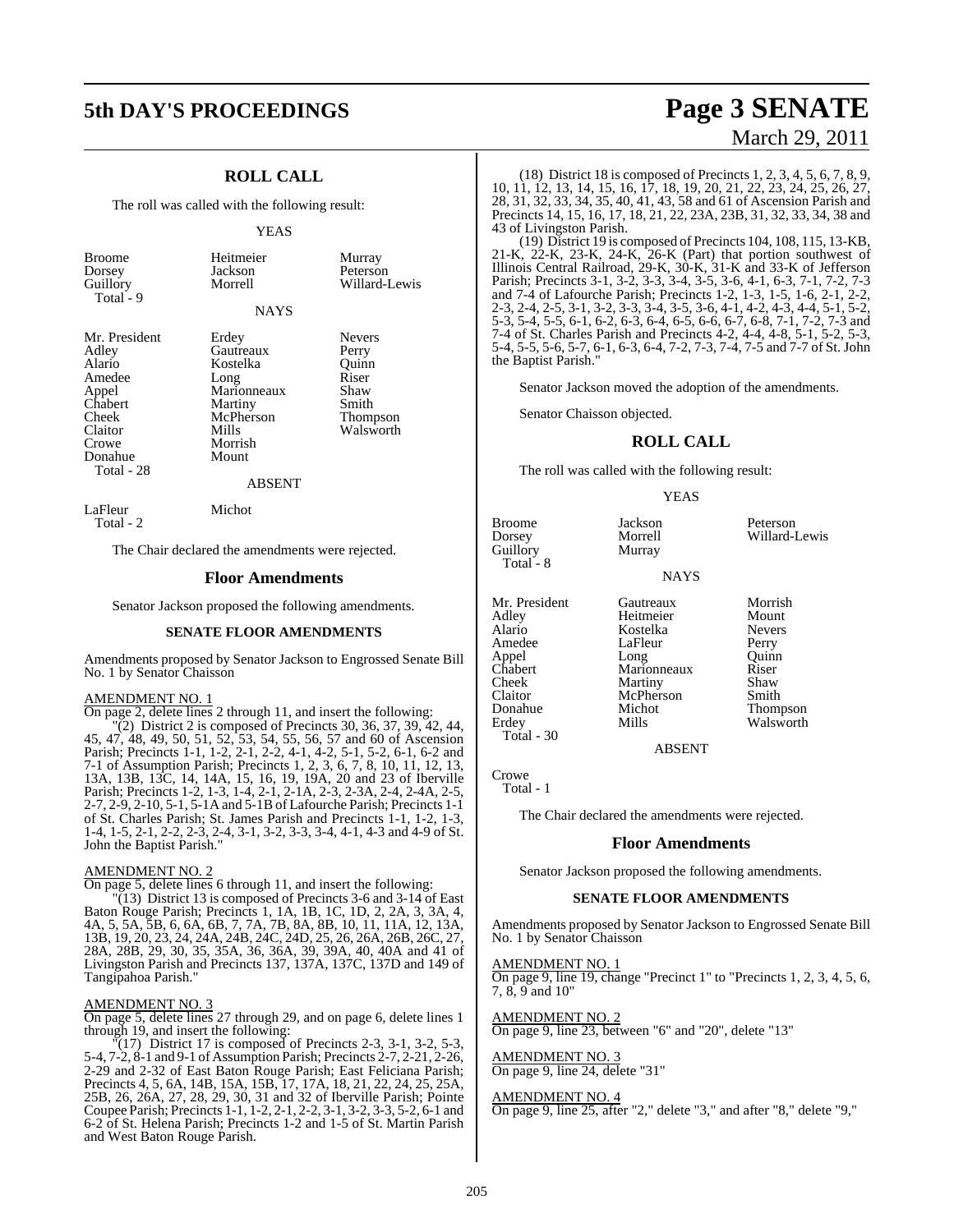## ROLL CALL

The roll was called with the following result:

YEAS

| | | |
|---|---|---|
| Broome | Heitmeier | Murray |
| Dorsey | Jackson | Peterson |
| Guillory | Morrell | Willard-Lewis |
| Total - 9 | | |

NAYS

| | | |
|---|---|---|
| Mr. President | Erdey | Nevers |
| Adley | Gautreaux | Perry |
| Alario | Kostelka | Quinn |
| Amedee | Long | Riser |
| Appel | Marionneaux | Shaw |
| Chabert | Martiny | Smith |
| Cheek | McPherson | Thompson |
| Claitor | Mills | Walsworth |
| Crowe | Morrish | |
| Donahue | Mount | |
| Total - 28 | | |

ABSENT

| | |
|---|---|
| LaFleur | Michot |
| Total - 2 | |

The Chair declared the amendments were rejected.

## Floor Amendments

Senator Jackson proposed the following amendments.

### SENATE FLOOR AMENDMENTS

Amendments proposed by Senator Jackson to Engrossed Senate Bill No. 1 by Senator Chaisson

AMENDMENT NO. 1
On page 2, delete lines 2 through 11, and insert the following:

"(2) District 2 is composed of Precincts 30, 36, 37, 39, 42, 44, 45, 47, 48, 49, 50, 51, 52, 53, 54, 55, 56, 57 and 60 of Ascension Parish; Precincts 1-1, 1-2, 2-1, 2-2, 4-1, 4-2, 5-1, 5-2, 6-1, 6-2 and 7-1 of Assumption Parish; Precincts 1, 2, 3, 6, 7, 8, 10, 11, 12, 13, 13A, 13B, 13C, 14, 14A, 15, 16, 19, 19A, 20 and 23 of Iberville Parish; Precincts 1-2, 1-3, 1-4, 2-1, 2-1A, 2-3, 2-3A, 2-4, 2-4A, 2-5, 2-7, 2-9, 2-10, 5-1, 5-1A and 5-1B of Lafourche Parish; Precincts 1-1 of St. Charles Parish; St. James Parish and Precincts 1-1, 1-2, 1-3, 1-4, 1-5, 2-1, 2-2, 2-3, 2-4, 3-1, 3-2, 3-3, 3-4, 4-1, 4-3 and 4-9 of St. John the Baptist Parish."

AMENDMENT NO. 2
On page 5, delete lines 6 through 11, and insert the following:

"(13) District 13 is composed of Precincts 3-6 and 3-14 of East Baton Rouge Parish; Precincts 1, 1A, 1B, 1C, 1D, 2, 2A, 3, 3A, 4, 4A, 5, 5A, 5B, 6, 6A, 6B, 7, 7A, 7B, 8A, 8B, 10, 11, 11A, 12, 13A, 13B, 19, 20, 23, 24, 24A, 24B, 24C, 24D, 25, 26, 26A, 26B, 26C, 27, 28A, 28B, 29, 30, 35, 35A, 36, 36A, 39, 39A, 40, 40A and 41 of Livingston Parish and Precincts 137, 137A, 137C, 137D and 149 of Tangipahoa Parish."

AMENDMENT NO. 3
On page 5, delete lines 27 through 29, and on page 6, delete lines 1 through 19, and insert the following:

"(17) District 17 is composed of Precincts 2-3, 3-1, 3-2, 5-3, 5-4, 7-2, 8-1 and 9-1 of Assumption Parish; Precincts 2-7, 2-21, 2-26, 2-29 and 2-32 of East Baton Rouge Parish; East Feliciana Parish; Precincts 4, 5, 6A, 14B, 15A, 15B, 17, 17A, 18, 21, 22, 24, 25, 25A, 25B, 26, 26A, 27, 28, 29, 30, 31 and 32 of Iberville Parish; Pointe Coupee Parish; Precincts 1-1, 1-2, 2-1, 2-2, 3-1, 3-2, 3-3, 5-2, 6-1 and 6-2 of St. Helena Parish; Precincts 1-2 and 1-5 of St. Martin Parish and West Baton Rouge Parish.

(18) District 18 is composed of Precincts 1, 2, 3, 4, 5, 6, 7, 8, 9, 10, 11, 12, 13, 14, 15, 16, 17, 18, 19, 20, 21, 22, 23, 24, 25, 26, 27, 28, 31, 32, 33, 34, 35, 40, 41, 43, 58 and 61 of Ascension Parish and Precincts 14, 15, 16, 17, 18, 21, 22, 23A, 23B, 31, 32, 33, 34, 38 and 43 of Livingston Parish.

(19) District 19 is composed of Precincts 104, 108, 115, 13-KB, 21-K, 22-K, 23-K, 24-K, 26-K (Part) that portion southwest of Illinois Central Railroad, 29-K, 30-K, 31-K and 33-K of Jefferson Parish; Precincts 3-1, 3-2, 3-3, 3-4, 3-5, 3-6, 4-1, 6-3, 7-1, 7-2, 7-3 and 7-4 of Lafourche Parish; Precincts 1-2, 1-3, 1-5, 1-6, 2-1, 2-2, 2-3, 2-4, 2-5, 3-1, 3-2, 3-3, 3-4, 3-5, 3-6, 4-1, 4-2, 4-3, 4-4, 5-1, 5-2, 5-3, 5-4, 5-5, 6-1, 6-2, 6-3, 6-4, 6-5, 6-6, 6-7, 6-8, 7-1, 7-2, 7-3 and 7-4 of St. Charles Parish and Precincts 4-2, 4-4, 4-8, 5-1, 5-2, 5-3, 5-4, 5-5, 5-6, 5-7, 6-1, 6-3, 6-4, 7-2, 7-3, 7-4, 7-5 and 7-7 of St. John the Baptist Parish."

Senator Jackson moved the adoption of the amendments.

Senator Chaisson objected.

## ROLL CALL

The roll was called with the following result:

YEAS

| | | |
|---|---|---|
| Broome | Jackson | Peterson |
| Dorsey | Morrell | Willard-Lewis |
| Guillory | Murray | |
| Total - 8 | | |

NAYS

| | | |
|---|---|---|
| Mr. President | Gautreaux | Morrish |
| Adley | Heitmeier | Mount |
| Alario | Kostelka | Nevers |
| Amedee | LaFleur | Perry |
| Appel | Long | Quinn |
| Chabert | Marionneaux | Riser |
| Cheek | Martiny | Shaw |
| Claitor | McPherson | Smith |
| Donahue | Michot | Thompson |
| Erdey | Mills | Walsworth |
| Total - 30 | | |

ABSENT

| |
|---|
| Crowe |
| Total - 1 |

The Chair declared the amendments were rejected.

## Floor Amendments

Senator Jackson proposed the following amendments.

### SENATE FLOOR AMENDMENTS

Amendments proposed by Senator Jackson to Engrossed Senate Bill No. 1 by Senator Chaisson

AMENDMENT NO. 1
On page 9, line 19, change "Precinct 1" to "Precincts 1, 2, 3, 4, 5, 6, 7, 8, 9 and 10"

AMENDMENT NO. 2
On page 9, line 23, between "6" and "20", delete "13"

AMENDMENT NO. 3
On page 9, line 24, delete "31"

AMENDMENT NO. 4
On page 9, line 25, after "2," delete "3," and after "8," delete "9,"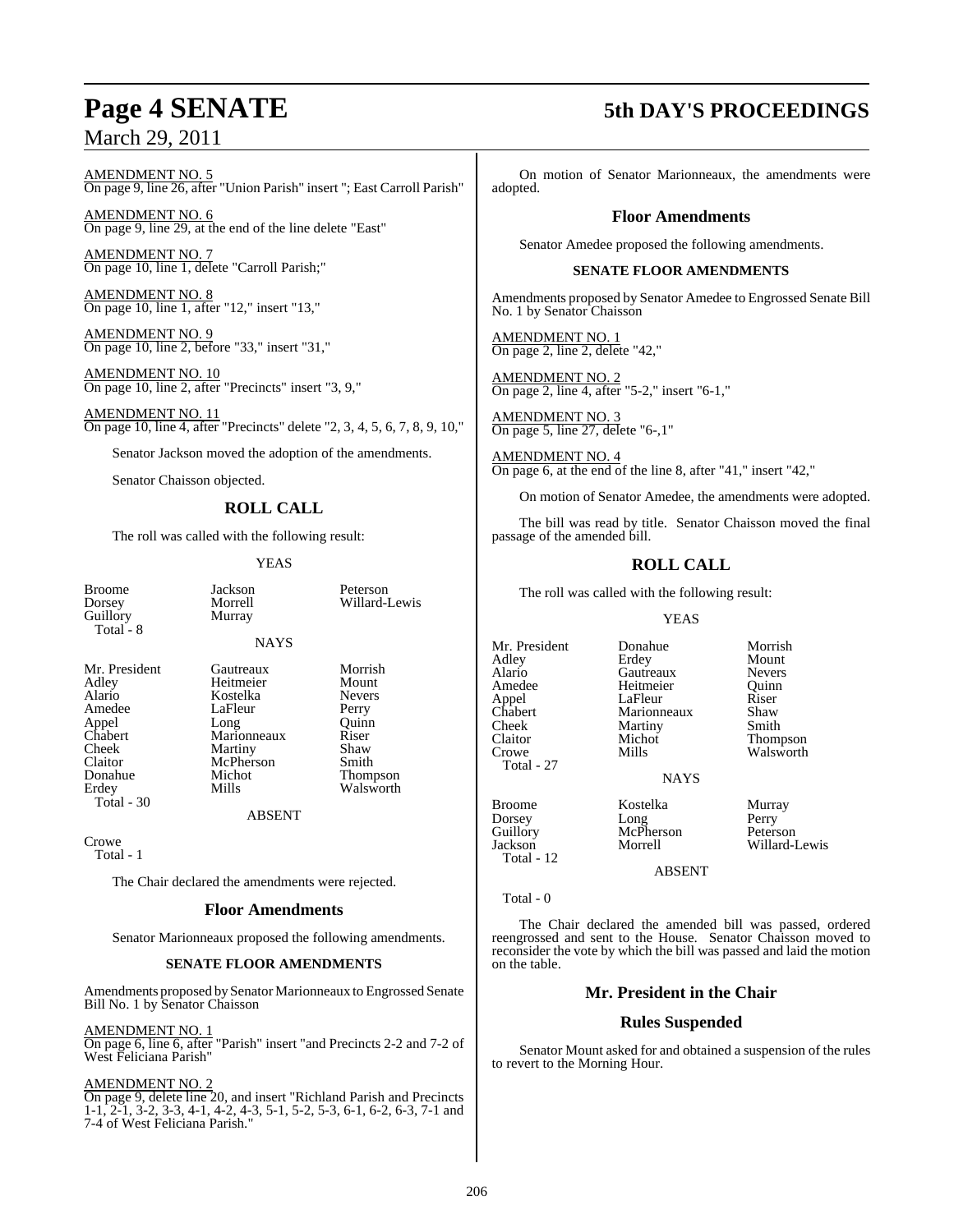AMENDMENT NO. 5
On page 9, line 26, after "Union Parish" insert "; East Carroll Parish"

AMENDMENT NO. 6
On page 9, line 29, at the end of the line delete "East"

AMENDMENT NO. 7
On page 10, line 1, delete "Carroll Parish;"

AMENDMENT NO. 8
On page 10, line 1, after "12," insert "13,"

AMENDMENT NO. 9
On page 10, line 2, before "33," insert "31,"

AMENDMENT NO. 10
On page 10, line 2, after "Precincts" insert "3, 9,"

AMENDMENT NO. 11
On page 10, line 4, after "Precincts" delete "2, 3, 4, 5, 6, 7, 8, 9, 10,"

Senator Jackson moved the adoption of the amendments.

Senator Chaisson objected.

## ROLL CALL

The roll was called with the following result:

YEAS

| | | |
|---|---|---|
| Broome | Jackson | Peterson |
| Dorsey | Morrell | Willard-Lewis |
| Guillory | Murray | |
| Total - 8 | | |

NAYS

| | | |
|---|---|---|
| Mr. President | Gautreaux | Morrish |
| Adley | Heitmeier | Mount |
| Alario | Kostelka | Nevers |
| Amedee | LaFleur | Perry |
| Appel | Long | Quinn |
| Chabert | Marionneaux | Riser |
| Cheek | Martiny | Shaw |
| Claitor | McPherson | Smith |
| Donahue | Michot | Thompson |
| Erdey | Mills | Walsworth |
| Total - 30 | | |

ABSENT

Crowe
Total - 1

The Chair declared the amendments were rejected.

## Floor Amendments

Senator Marionneaux proposed the following amendments.

### SENATE FLOOR AMENDMENTS

Amendments proposed by Senator Marionneaux to Engrossed Senate Bill No. 1 by Senator Chaisson

AMENDMENT NO. 1
On page 6, line 6, after "Parish" insert "and Precincts 2-2 and 7-2 of West Feliciana Parish"

AMENDMENT NO. 2
On page 9, delete line 20, and insert "Richland Parish and Precincts 1-1, 2-1, 3-2, 3-3, 4-1, 4-2, 4-3, 5-1, 5-2, 5-3, 6-1, 6-2, 6-3, 7-1 and 7-4 of West Feliciana Parish."

On motion of Senator Marionneaux, the amendments were adopted.

## Floor Amendments

Senator Amedee proposed the following amendments.

### SENATE FLOOR AMENDMENTS

Amendments proposed by Senator Amedee to Engrossed Senate Bill No. 1 by Senator Chaisson

AMENDMENT NO. 1
On page 2, line 2, delete "42,"

AMENDMENT NO. 2
On page 2, line 4, after "5-2," insert "6-1,"

AMENDMENT NO. 3
On page 5, line 27, delete "6-,1"

AMENDMENT NO. 4
On page 6, at the end of the line 8, after "41," insert "42,"

On motion of Senator Amedee, the amendments were adopted.

The bill was read by title. Senator Chaisson moved the final passage of the amended bill.

## ROLL CALL

The roll was called with the following result:

YEAS

| | | |
|---|---|---|
| Mr. President | Donahue | Morrish |
| Adley | Erdey | Mount |
| Alario | Gautreaux | Nevers |
| Amedee | Heitmeier | Quinn |
| Appel | LaFleur | Riser |
| Chabert | Marionneaux | Shaw |
| Cheek | Martiny | Smith |
| Claitor | Michot | Thompson |
| Crowe | Mills | Walsworth |
| Total - 27 | | |

NAYS

| | | |
|---|---|---|
| Broome | Kostelka | Murray |
| Dorsey | Long | Perry |
| Guillory | McPherson | Peterson |
| Jackson | Morrell | Willard-Lewis |
| Total - 12 | | |

ABSENT

Total - 0

The Chair declared the amended bill was passed, ordered reengrossed and sent to the House. Senator Chaisson moved to reconsider the vote by which the bill was passed and laid the motion on the table.

## Mr. President in the Chair

## Rules Suspended

Senator Mount asked for and obtained a suspension of the rules to revert to the Morning Hour.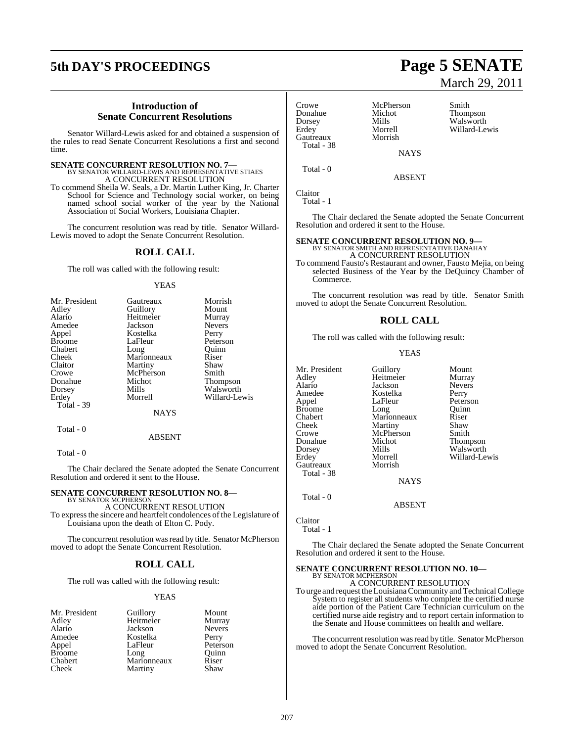## Introduction of Senate Concurrent Resolutions

Senator Willard-Lewis asked for and obtained a suspension of the rules to read Senate Concurrent Resolutions a first and second time.

**SENATE CONCURRENT RESOLUTION NO. 7—**
BY SENATOR WILLARD-LEWIS AND REPRESENTATIVE STIAES
A CONCURRENT RESOLUTION

To commend Sheila W. Seals, a Dr. Martin Luther King, Jr. Charter School for Science and Technology social worker, on being named school social worker of the year by the National Association of Social Workers, Louisiana Chapter.

The concurrent resolution was read by title. Senator Willard-Lewis moved to adopt the Senate Concurrent Resolution.

### ROLL CALL

The roll was called with the following result:

YEAS

| | | |
|---|---|---|
| Mr. President | Gautreaux | Morrish |
| Adley | Guillory | Mount |
| Alario | Heitmeier | Murray |
| Amedee | Jackson | Nevers |
| Appel | Kostelka | Perry |
| Broome | LaFleur | Peterson |
| Chabert | Long | Quinn |
| Cheek | Marionneaux | Riser |
| Claitor | Martiny | Shaw |
| Crowe | McPherson | Smith |
| Donahue | Michot | Thompson |
| Dorsey | Mills | Walsworth |
| Erdey | Morrell | Willard-Lewis |

Total - 39

NAYS

Total - 0

ABSENT

Total - 0

The Chair declared the Senate adopted the Senate Concurrent Resolution and ordered it sent to the House.

**SENATE CONCURRENT RESOLUTION NO. 8—**
BY SENATOR MCPHERSON
A CONCURRENT RESOLUTION

To express the sincere and heartfelt condolences of the Legislature of Louisiana upon the death of Elton C. Pody.

The concurrent resolution was read by title. Senator McPherson moved to adopt the Senate Concurrent Resolution.

### ROLL CALL

The roll was called with the following result:

YEAS

| | | |
|---|---|---|
| Mr. President | Guillory | Mount |
| Adley | Heitmeier | Murray |
| Alario | Jackson | Nevers |
| Amedee | Kostelka | Perry |
| Appel | LaFleur | Peterson |
| Broome | Long | Quinn |
| Chabert | Marionneaux | Riser |
| Cheek | Martiny | Shaw |
| Crowe | McPherson | Smith |
| Donahue | Michot | Thompson |
| Dorsey | Mills | Walsworth |
| Erdey | Morrell | Willard-Lewis |
| Gautreaux | Morrish | |

Total - 38

NAYS

Total - 0

ABSENT

Claitor

Total - 1

The Chair declared the Senate adopted the Senate Concurrent Resolution and ordered it sent to the House.

**SENATE CONCURRENT RESOLUTION NO. 9—**
BY SENATOR SMITH AND REPRESENTATIVE DANAHAY
A CONCURRENT RESOLUTION

To commend Fausto's Restaurant and owner, Fausto Mejia, on being selected Business of the Year by the DeQuincy Chamber of Commerce.

The concurrent resolution was read by title. Senator Smith moved to adopt the Senate Concurrent Resolution.

### ROLL CALL

The roll was called with the following result:

YEAS

| | | |
|---|---|---|
| Mr. President | Guillory | Mount |
| Adley | Heitmeier | Murray |
| Alario | Jackson | Nevers |
| Amedee | Kostelka | Perry |
| Appel | LaFleur | Peterson |
| Broome | Long | Quinn |
| Chabert | Marionneaux | Riser |
| Cheek | Martiny | Shaw |
| Crowe | McPherson | Smith |
| Donahue | Michot | Thompson |
| Dorsey | Mills | Walsworth |
| Erdey | Morrell | Willard-Lewis |
| Gautreaux | Morrish | |

Total - 38

NAYS

Total - 0

ABSENT

Claitor

Total - 1

The Chair declared the Senate adopted the Senate Concurrent Resolution and ordered it sent to the House.

**SENATE CONCURRENT RESOLUTION NO. 10—**
BY SENATOR MCPHERSON
A CONCURRENT RESOLUTION

To urge and request the Louisiana Community and Technical College System to register all students who complete the certified nurse aide portion of the Patient Care Technician curriculum on the certified nurse aide registry and to report certain information to the Senate and House committees on health and welfare.

The concurrent resolution was read by title. Senator McPherson moved to adopt the Senate Concurrent Resolution.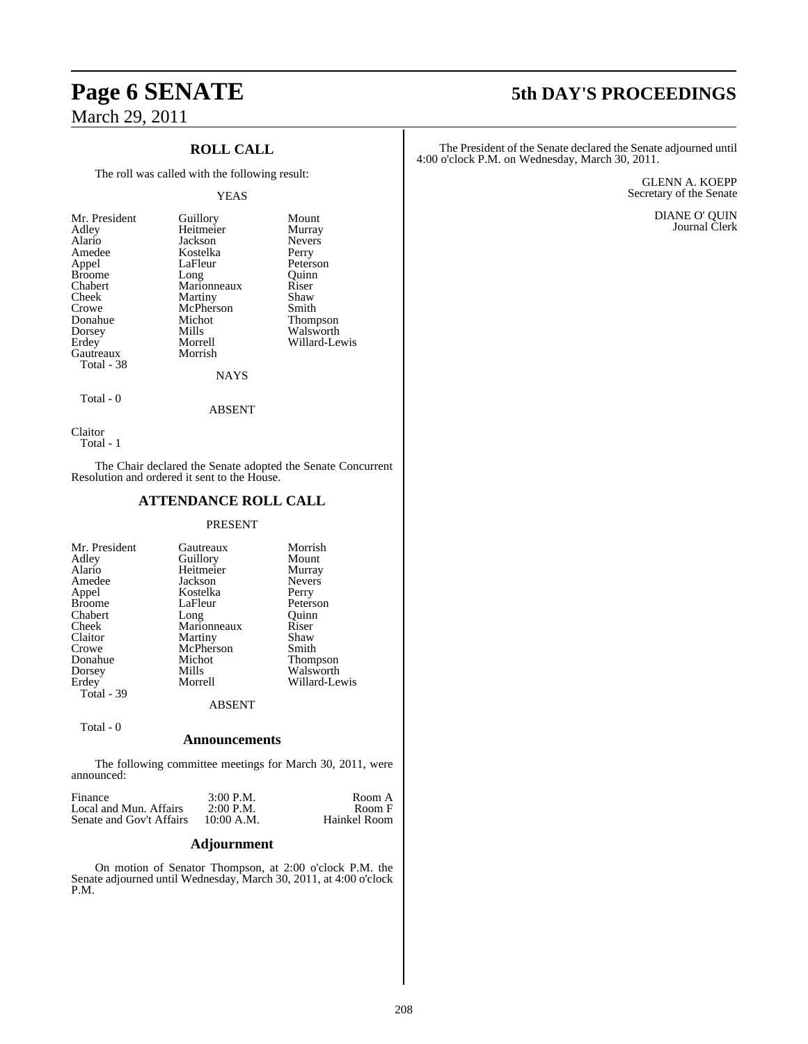## ROLL CALL

The roll was called with the following result:

YEAS

| | | |
|---|---|---|
| Mr. President | Guillory | Mount |
| Adley | Heitmeier | Murray |
| Alario | Jackson | Nevers |
| Amedee | Kostelka | Perry |
| Appel | LaFleur | Peterson |
| Broome | Long | Quinn |
| Chabert | Marionneaux | Riser |
| Cheek | Martiny | Shaw |
| Crowe | McPherson | Smith |
| Donahue | Michot | Thompson |
| Dorsey | Mills | Walsworth |
| Erdey | Morrell | Willard-Lewis |
| Gautreaux | Morrish | |
| Total - 38 | | |

NAYS

Total - 0

ABSENT

Claitor
Total - 1

The Chair declared the Senate adopted the Senate Concurrent Resolution and ordered it sent to the House.

## ATTENDANCE ROLL CALL

PRESENT

| | | |
|---|---|---|
| Mr. President | Gautreaux | Morrish |
| Adley | Guillory | Mount |
| Alario | Heitmeier | Murray |
| Amedee | Jackson | Nevers |
| Appel | Kostelka | Perry |
| Broome | LaFleur | Peterson |
| Chabert | Long | Quinn |
| Cheek | Marionneaux | Riser |
| Claitor | Martiny | Shaw |
| Crowe | McPherson | Smith |
| Donahue | Michot | Thompson |
| Dorsey | Mills | Walsworth |
| Erdey | Morrell | Willard-Lewis |
| Total - 39 | | |

ABSENT

Total - 0

## Announcements

The following committee meetings for March 30, 2011, were announced:

| | | |
|---|---|---|
| Finance | 3:00 P.M. | Room A |
| Local and Mun. Affairs | 2:00 P.M. | Room F |
| Senate and Gov't Affairs | 10:00 A.M. | Hainkel Room |

## Adjournment

On motion of Senator Thompson, at 2:00 o'clock P.M. the Senate adjourned until Wednesday, March 30, 2011, at 4:00 o'clock P.M.

The President of the Senate declared the Senate adjourned until 4:00 o'clock P.M. on Wednesday, March 30, 2011.

GLENN A. KOEPP
Secretary of the Senate

DIANE O' QUIN
Journal Clerk